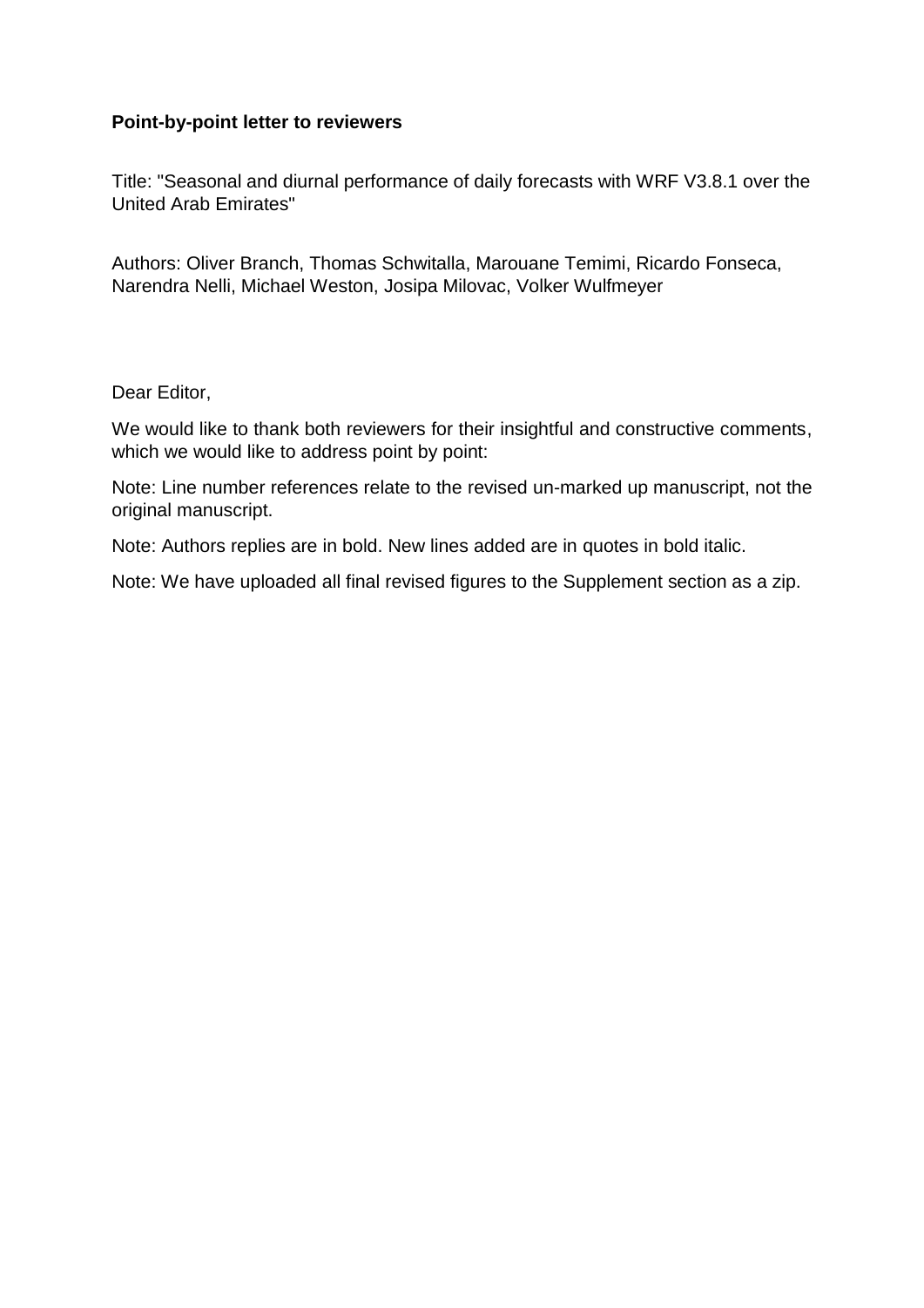**Point-by-point letter to reviewers**

Title: "Seasonal and diurnal performance of daily forecasts with WRF V3.8.1 over the United Arab Emirates"

Authors: Oliver Branch, Thomas Schwitalla, Marouane Temimi, Ricardo Fonseca, Narendra Nelli, Michael Weston, Josipa Milovac, Volker Wulfmeyer

Dear Editor,

We would like to thank both reviewers for their insightful and constructive comments, which we would like to address point by point:

Note: Line number references relate to the revised un-marked up manuscript, not the original manuscript.

Note: Authors replies are in bold. New lines added are in quotes in bold italic.

Note: We have uploaded all final revised figures to the Supplement section as a zip.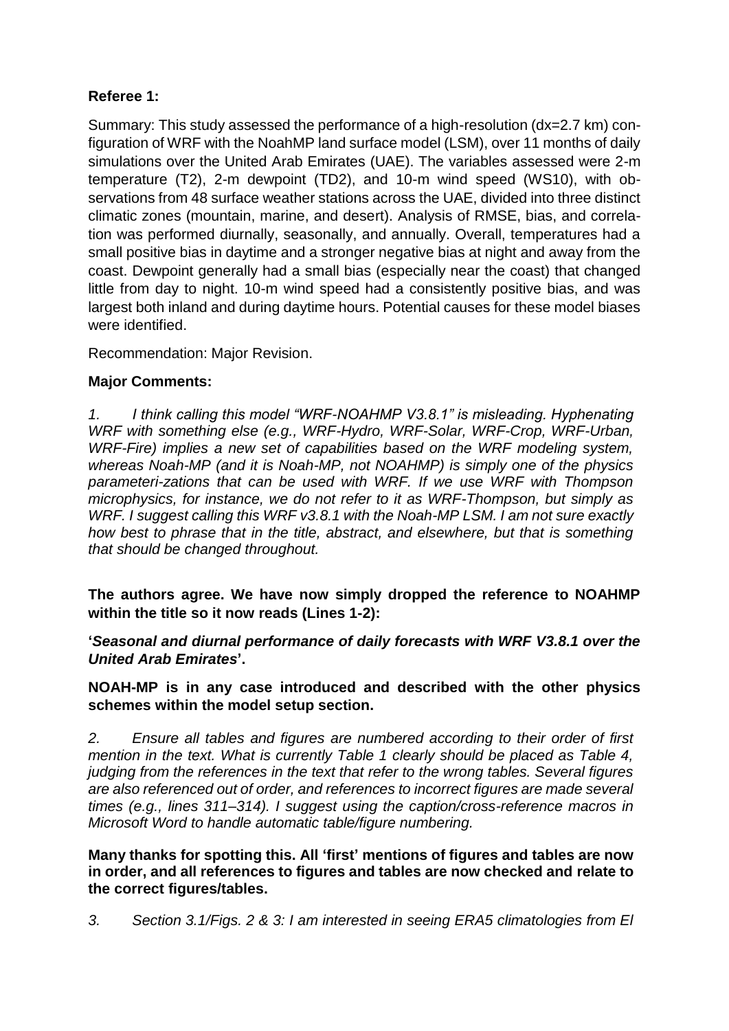**Referee 1:**

Summary: This study assessed the performance of a high-resolution (dx=2.7 km) configuration of WRF with the NoahMP land surface model (LSM), over 11 months of daily simulations over the United Arab Emirates (UAE). The variables assessed were 2-m temperature (T2), 2-m dewpoint (TD2), and 10-m wind speed (WS10), with observations from 48 surface weather stations across the UAE, divided into three distinct climatic zones (mountain, marine, and desert). Analysis of RMSE, bias, and correlation was performed diurnally, seasonally, and annually. Overall, temperatures had a small positive bias in daytime and a stronger negative bias at night and away from the coast. Dewpoint generally had a small bias (especially near the coast) that changed little from day to night. 10-m wind speed had a consistently positive bias, and was largest both inland and during daytime hours. Potential causes for these model biases were identified.

Recommendation: Major Revision.

**Major Comments:**

*1. I think calling this model "WRF-NOAHMP V3.8.1" is misleading. Hyphenating WRF with something else (e.g., WRF-Hydro, WRF-Solar, WRF-Crop, WRF-Urban, WRF-Fire) implies a new set of capabilities based on the WRF modeling system, whereas Noah-MP (and it is Noah-MP, not NOAHMP) is simply one of the physics parameteri-zations that can be used with WRF. If we use WRF with Thompson microphysics, for instance, we do not refer to it as WRF-Thompson, but simply as WRF. I suggest calling this WRF v3.8.1 with the Noah-MP LSM. I am not sure exactly how best to phrase that in the title, abstract, and elsewhere, but that is something that should be changed throughout.*

**The authors agree. We have now simply dropped the reference to NOAHMP within the title so it now reads (Lines 1-2):**

**'*Seasonal and diurnal performance of daily forecasts with WRF V3.8.1 over the United Arab Emirates*'.**

**NOAH-MP is in any case introduced and described with the other physics schemes within the model setup section.**

*2. Ensure all tables and figures are numbered according to their order of first mention in the text. What is currently Table 1 clearly should be placed as Table 4, judging from the references in the text that refer to the wrong tables. Several figures are also referenced out of order, and references to incorrect figures are made several times (e.g., lines 311–314). I suggest using the caption/cross-reference macros in Microsoft Word to handle automatic table/figure numbering.*

**Many thanks for spotting this. All 'first' mentions of figures and tables are now in order, and all references to figures and tables are now checked and relate to the correct figures/tables.**

*3. Section 3.1/Figs. 2 & 3: I am interested in seeing ERA5 climatologies from El*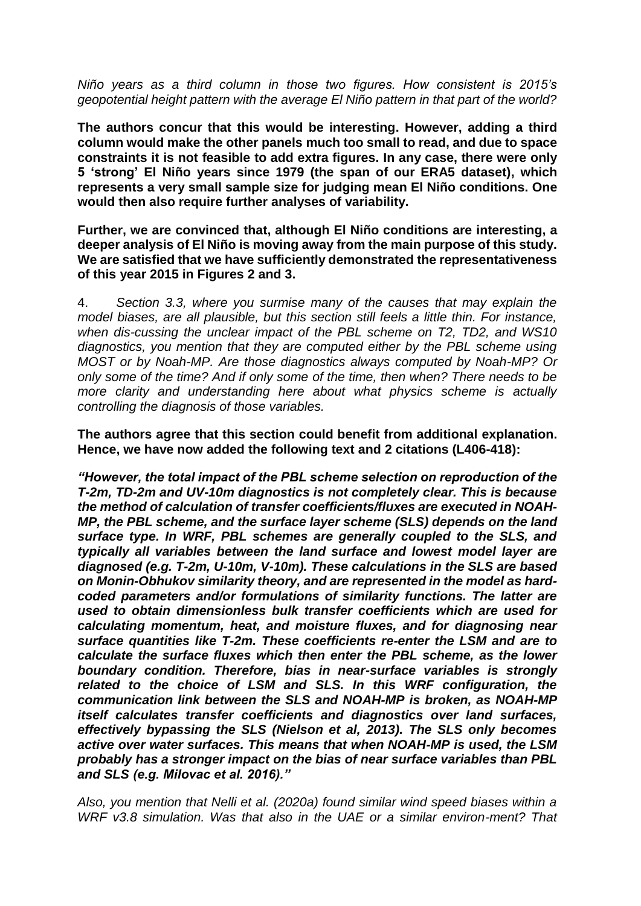*Niño years as a third column in those two figures. How consistent is 2015's geopotential height pattern with the average El Niño pattern in that part of the world?*

**The authors concur that this would be interesting. However, adding a third column would make the other panels much too small to read, and due to space constraints it is not feasible to add extra figures. In any case, there were only 5 'strong' El Niño years since 1979 (the span of our ERA5 dataset), which represents a very small sample size for judging mean El Niño conditions. One would then also require further analyses of variability.**

**Further, we are convinced that, although El Niño conditions are interesting, a deeper analysis of El Niño is moving away from the main purpose of this study. We are satisfied that we have sufficiently demonstrated the representativeness of this year 2015 in Figures 2 and 3.**

4. *Section 3.3, where you surmise many of the causes that may explain the model biases, are all plausible, but this section still feels a little thin. For instance, when dis-cussing the unclear impact of the PBL scheme on T2, TD2, and WS10 diagnostics, you mention that they are computed either by the PBL scheme using MOST or by Noah-MP. Are those diagnostics always computed by Noah-MP? Or only some of the time? And if only some of the time, then when? There needs to be more clarity and understanding here about what physics scheme is actually controlling the diagnosis of those variables.*

**The authors agree that this section could benefit from additional explanation. Hence, we have now added the following text and 2 citations (L406-418):**

***"However, the total impact of the PBL scheme selection on reproduction of the T-2m, TD-2m and UV-10m diagnostics is not completely clear. This is because the method of calculation of transfer coefficients/fluxes are executed in NOAH-MP, the PBL scheme, and the surface layer scheme (SLS) depends on the land surface type. In WRF, PBL schemes are generally coupled to the SLS, and typically all variables between the land surface and lowest model layer are diagnosed (e.g. T-2m, U-10m, V-10m). These calculations in the SLS are based on Monin-Obhukov similarity theory, and are represented in the model as hard-coded parameters and/or formulations of similarity functions. The latter are used to obtain dimensionless bulk transfer coefficients which are used for calculating momentum, heat, and moisture fluxes, and for diagnosing near surface quantities like T-2m. These coefficients re-enter the LSM and are to calculate the surface fluxes which then enter the PBL scheme, as the lower boundary condition. Therefore, bias in near-surface variables is strongly related to the choice of LSM and SLS. In this WRF configuration, the communication link between the SLS and NOAH-MP is broken, as NOAH-MP itself calculates transfer coefficients and diagnostics over land surfaces, effectively bypassing the SLS (Nielson et al, 2013). The SLS only becomes active over water surfaces. This means that when NOAH-MP is used, the LSM probably has a stronger impact on the bias of near surface variables than PBL and SLS (e.g. Milovac et al. 2016)."***

*Also, you mention that Nelli et al. (2020a) found similar wind speed biases within a WRF v3.8 simulation. Was that also in the UAE or a similar environ-ment? That*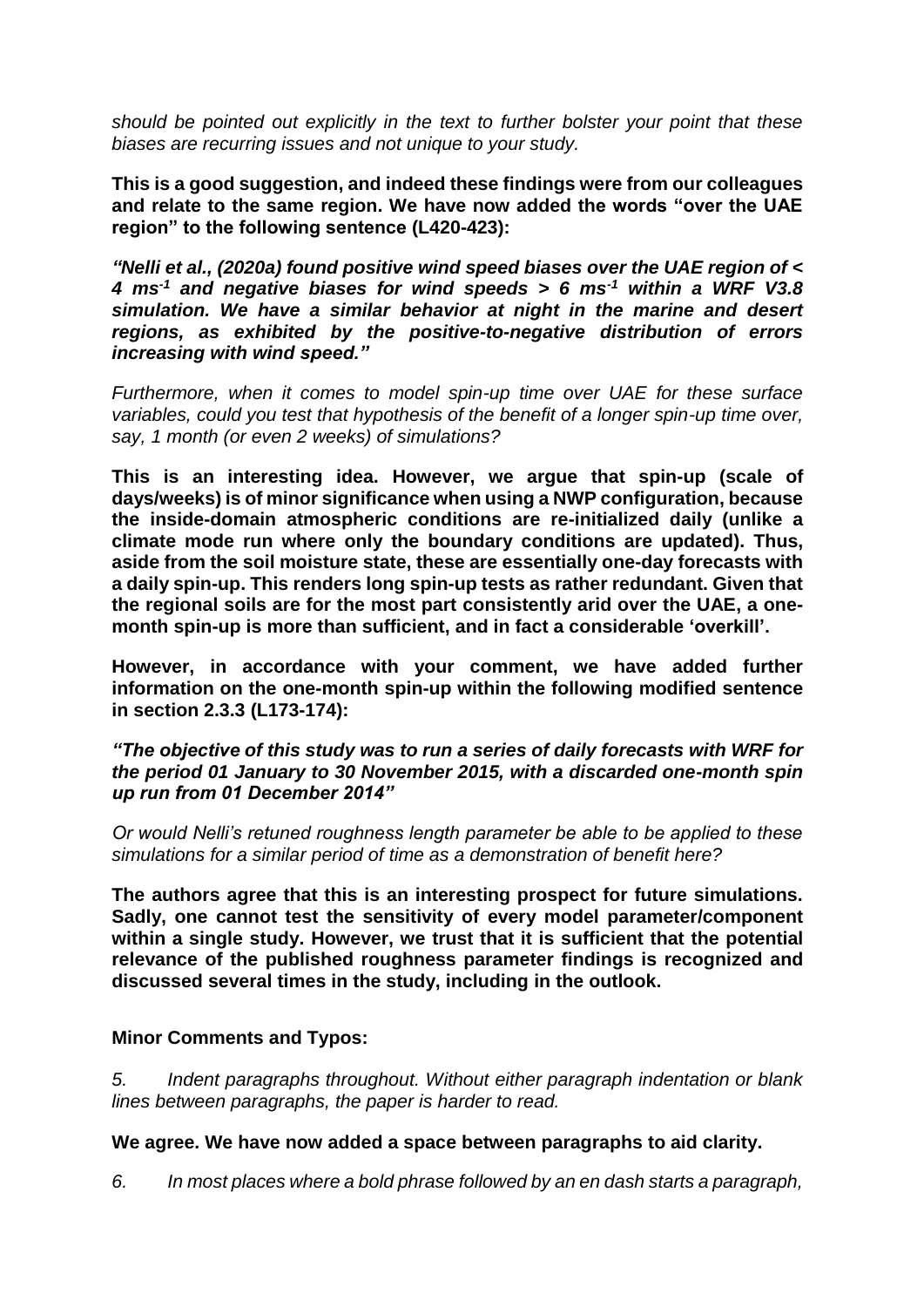*should be pointed out explicitly in the text to further bolster your point that these biases are recurring issues and not unique to your study.*

**This is a good suggestion, and indeed these findings were from our colleagues and relate to the same region. We have now added the words "over the UAE region" to the following sentence (L420-423):**

***"Nelli et al., (2020a) found positive wind speed biases over the UAE region of < 4 ms$^{-1}$ and negative biases for wind speeds > 6 ms$^{-1}$ within a WRF V3.8 simulation. We have a similar behavior at night in the marine and desert regions, as exhibited by the positive-to-negative distribution of errors increasing with wind speed."***

*Furthermore, when it comes to model spin-up time over UAE for these surface variables, could you test that hypothesis of the benefit of a longer spin-up time over, say, 1 month (or even 2 weeks) of simulations?*

**This is an interesting idea. However, we argue that spin-up (scale of days/weeks) is of minor significance when using a NWP configuration, because the inside-domain atmospheric conditions are re-initialized daily (unlike a climate mode run where only the boundary conditions are updated). Thus, aside from the soil moisture state, these are essentially one-day forecasts with a daily spin-up. This renders long spin-up tests as rather redundant. Given that the regional soils are for the most part consistently arid over the UAE, a one-month spin-up is more than sufficient, and in fact a considerable 'overkill'.**

**However, in accordance with your comment, we have added further information on the one-month spin-up within the following modified sentence in section 2.3.3 (L173-174):**

***"The objective of this study was to run a series of daily forecasts with WRF for the period 01 January to 30 November 2015, with a discarded one-month spin up run from 01 December 2014"***

*Or would Nelli's retuned roughness length parameter be able to be applied to these simulations for a similar period of time as a demonstration of benefit here?*

**The authors agree that this is an interesting prospect for future simulations. Sadly, one cannot test the sensitivity of every model parameter/component within a single study. However, we trust that it is sufficient that the potential relevance of the published roughness parameter findings is recognized and discussed several times in the study, including in the outlook.**

**Minor Comments and Typos:**

*5. Indent paragraphs throughout. Without either paragraph indentation or blank lines between paragraphs, the paper is harder to read.*

**We agree. We have now added a space between paragraphs to aid clarity.**

*6. In most places where a bold phrase followed by an en dash starts a paragraph,*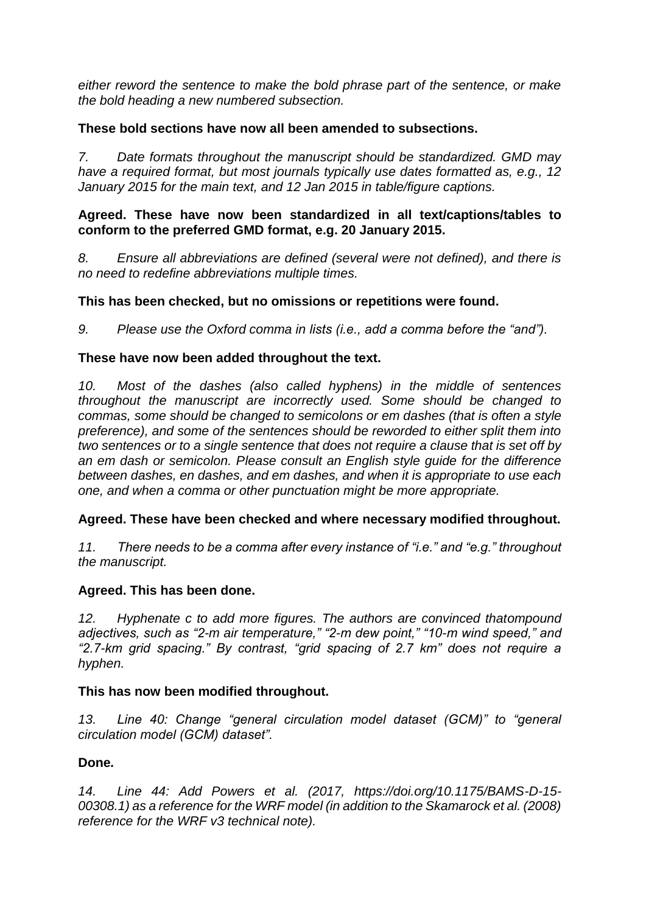*either reword the sentence to make the bold phrase part of the sentence, or make the bold heading a new numbered subsection.*

**These bold sections have now all been amended to subsections.**

*7. Date formats throughout the manuscript should be standardized. GMD may have a required format, but most journals typically use dates formatted as, e.g., 12 January 2015 for the main text, and 12 Jan 2015 in table/figure captions.*

**Agreed. These have now been standardized in all text/captions/tables to conform to the preferred GMD format, e.g. 20 January 2015.**

*8. Ensure all abbreviations are defined (several were not defined), and there is no need to redefine abbreviations multiple times.*

**This has been checked, but no omissions or repetitions were found.**

*9. Please use the Oxford comma in lists (i.e., add a comma before the "and").*

**These have now been added throughout the text.**

*10. Most of the dashes (also called hyphens) in the middle of sentences throughout the manuscript are incorrectly used. Some should be changed to commas, some should be changed to semicolons or em dashes (that is often a style preference), and some of the sentences should be reworded to either split them into two sentences or to a single sentence that does not require a clause that is set off by an em dash or semicolon. Please consult an English style guide for the difference between dashes, en dashes, and em dashes, and when it is appropriate to use each one, and when a comma or other punctuation might be more appropriate.*

**Agreed. These have been checked and where necessary modified throughout.**

*11. There needs to be a comma after every instance of "i.e." and "e.g." throughout the manuscript.*

**Agreed. This has been done.**

*12. Hyphenate c to add more figures. The authors are convinced thatompound adjectives, such as "2-m air temperature," "2-m dew point," "10-m wind speed," and "2.7-km grid spacing." By contrast, "grid spacing of 2.7 km" does not require a hyphen.*

**This has now been modified throughout.**

*13. Line 40: Change "general circulation model dataset (GCM)" to "general circulation model (GCM) dataset".*

**Done.**

*14. Line 44: Add Powers et al. (2017, https://doi.org/10.1175/BAMS-D-15-00308.1) as a reference for the WRF model (in addition to the Skamarock et al. (2008) reference for the WRF v3 technical note).*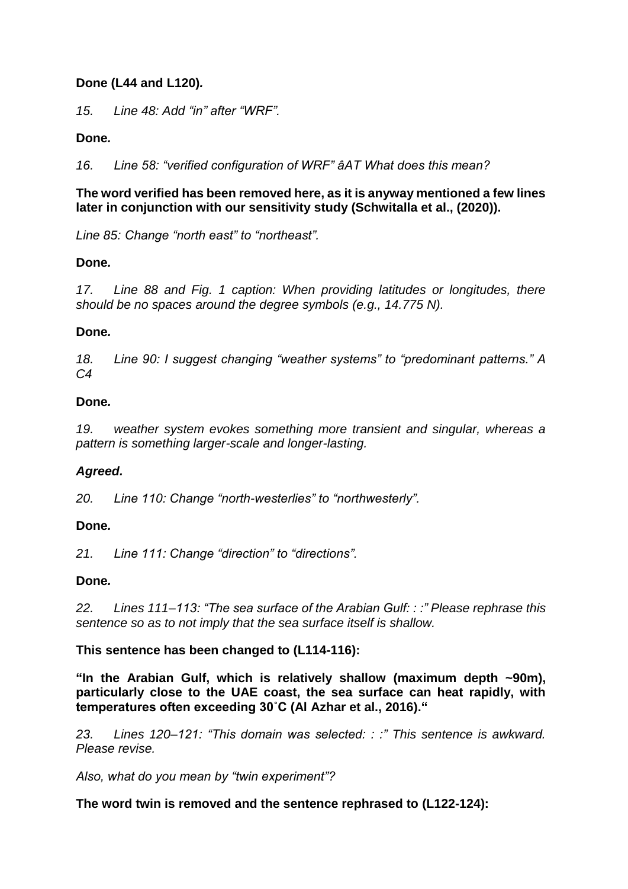**Done (L44 and L120)*.***

*15. Line 48: Add "in" after "WRF".*

**Done*.***

*16. Line 58: "verified configuration of WRF" âAT What does this mean?*

**The word verified has been removed here, as it is anyway mentioned a few lines later in conjunction with our sensitivity study (Schwitalla et al., (2020)).**

*Line 85: Change "north east" to "northeast".*

**Done*.***

*17. Line 88 and Fig. 1 caption: When providing latitudes or longitudes, there should be no spaces around the degree symbols (e.g., 14.775 N).*

**Done*.***

*18. Line 90: I suggest changing "weather systems" to "predominant patterns." A C4*

**Done*.***

*19. weather system evokes something more transient and singular, whereas a pattern is something larger-scale and longer-lasting.*

***Agreed.***

*20. Line 110: Change "north-westerlies" to "northwesterly".*

**Done*.***

*21. Line 111: Change "direction" to "directions".*

**Done*.***

*22. Lines 111–113: "The sea surface of the Arabian Gulf: : :" Please rephrase this sentence so as to not imply that the sea surface itself is shallow.*

**This sentence has been changed to (L114-116):**

**"In the Arabian Gulf, which is relatively shallow (maximum depth ~90m), particularly close to the UAE coast, the sea surface can heat rapidly, with temperatures often exceeding 30˚C (Al Azhar et al., 2016)."**

*23. Lines 120–121: "This domain was selected: : :" This sentence is awkward. Please revise.*

*Also, what do you mean by "twin experiment"?*

**The word twin is removed and the sentence rephrased to (L122-124):**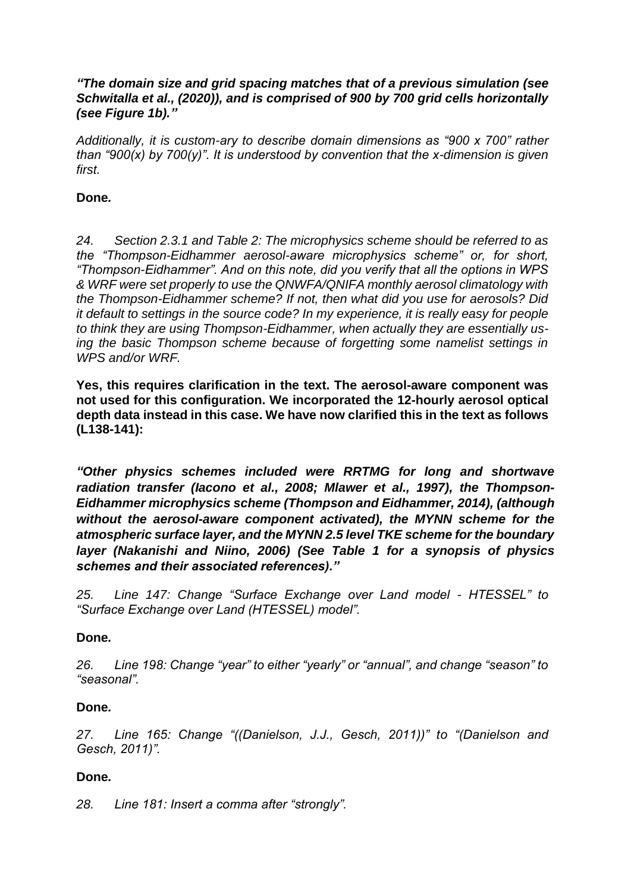***"The domain size and grid spacing matches that of a previous simulation (see Schwitalla et al., (2020)), and is comprised of 900 by 700 grid cells horizontally (see Figure 1b)."***

*Additionally, it is custom-ary to describe domain dimensions as "900 x 700" rather than "900(x) by 700(y)". It is understood by convention that the x-dimension is given first.*

**Done.**

*24. Section 2.3.1 and Table 2: The microphysics scheme should be referred to as the "Thompson-Eidhammer aerosol-aware microphysics scheme" or, for short, "Thompson-Eidhammer". And on this note, did you verify that all the options in WPS & WRF were set properly to use the QNWFA/QNIFA monthly aerosol climatology with the Thompson-Eidhammer scheme? If not, then what did you use for aerosols? Did it default to settings in the source code? In my experience, it is really easy for people to think they are using Thompson-Eidhammer, when actually they are essentially us-ing the basic Thompson scheme because of forgetting some namelist settings in WPS and/or WRF.*

**Yes, this requires clarification in the text. The aerosol-aware component was not used for this configuration. We incorporated the 12-hourly aerosol optical depth data instead in this case. We have now clarified this in the text as follows (L138-141):**

***"Other physics schemes included were RRTMG for long and shortwave radiation transfer (Iacono et al., 2008; Mlawer et al., 1997), the Thompson-Eidhammer microphysics scheme (Thompson and Eidhammer, 2014), (although without the aerosol-aware component activated), the MYNN scheme for the atmospheric surface layer, and the MYNN 2.5 level TKE scheme for the boundary layer (Nakanishi and Niino, 2006) (See Table 1 for a synopsis of physics schemes and their associated references)."***

*25. Line 147: Change "Surface Exchange over Land model - HTESSEL" to "Surface Exchange over Land (HTESSEL) model".*

**Done.**

*26. Line 198: Change "year" to either "yearly" or "annual", and change "season" to "seasonal".*

**Done.**

*27. Line 165: Change "((Danielson, J.J., Gesch, 2011))" to "(Danielson and Gesch, 2011)".*

**Done.**

*28. Line 181: Insert a comma after "strongly".*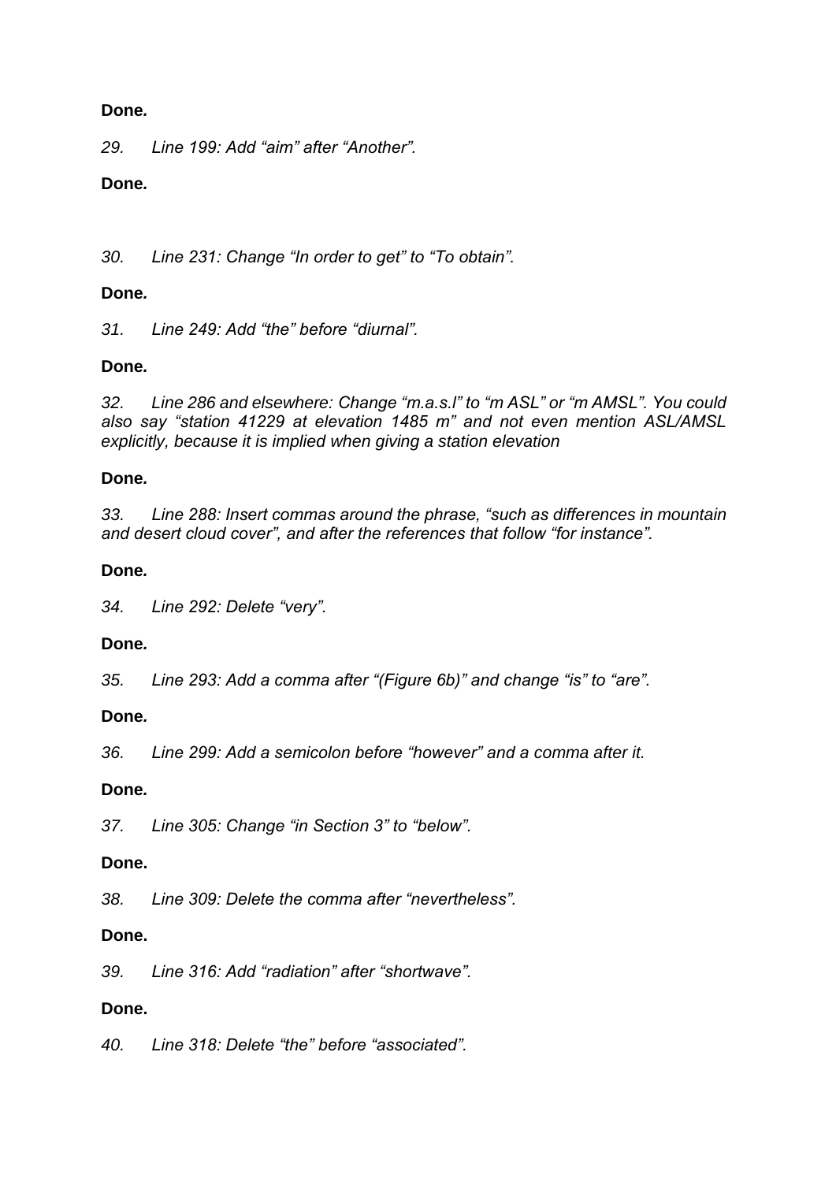**Done.**

*29. Line 199: Add "aim" after "Another".*

**Done.**

*30. Line 231: Change "In order to get" to "To obtain".*

**Done.**

*31. Line 249: Add "the" before "diurnal".*

**Done.**

*32. Line 286 and elsewhere: Change "m.a.s.l" to "m ASL" or "m AMSL". You could also say "station 41229 at elevation 1485 m" and not even mention ASL/AMSL explicitly, because it is implied when giving a station elevation*

**Done.**

*33. Line 288: Insert commas around the phrase, "such as differences in mountain and desert cloud cover", and after the references that follow "for instance".*

**Done.**

*34. Line 292: Delete "very".*

**Done.**

*35. Line 293: Add a comma after "(Figure 6b)" and change "is" to "are".*

**Done.**

*36. Line 299: Add a semicolon before "however" and a comma after it.*

**Done.**

*37. Line 305: Change "in Section 3" to "below".*

**Done.**

*38. Line 309: Delete the comma after "nevertheless".*

**Done.**

*39. Line 316: Add "radiation" after "shortwave".*

**Done.**

*40. Line 318: Delete "the" before "associated".*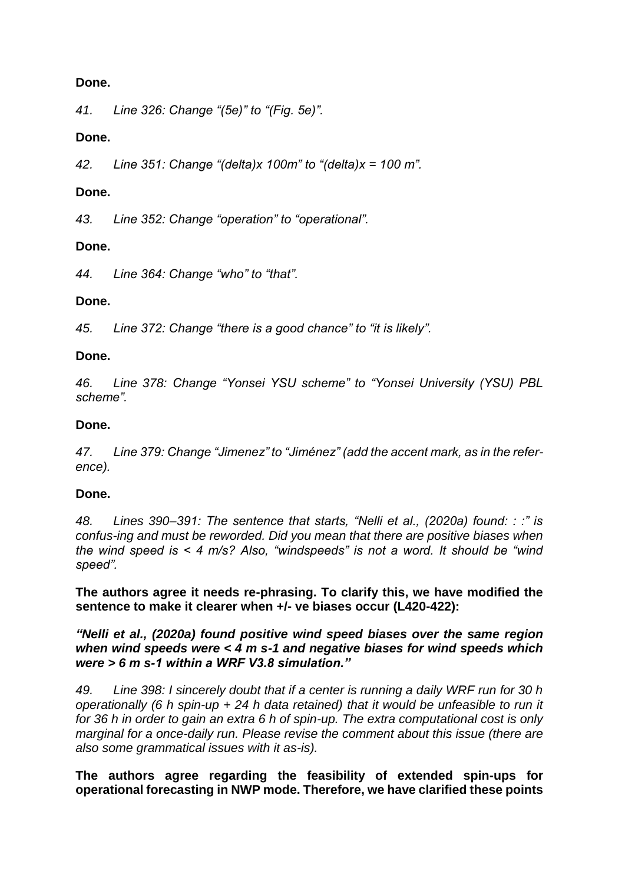**Done.**

*41. Line 326: Change "(5e)" to "(Fig. 5e)".*

**Done.**

*42. Line 351: Change "(delta)x 100m" to "(delta)x = 100 m".*

**Done.**

*43. Line 352: Change "operation" to "operational".*

**Done.**

*44. Line 364: Change "who" to "that".*

**Done.**

*45. Line 372: Change "there is a good chance" to "it is likely".*

**Done.**

*46. Line 378: Change "Yonsei YSU scheme" to "Yonsei University (YSU) PBL scheme".*

**Done.**

*47. Line 379: Change "Jimenez" to "Jiménez" (add the accent mark, as in the reference).*

**Done.**

*48. Lines 390–391: The sentence that starts, "Nelli et al., (2020a) found: : :" is confus-ing and must be reworded. Did you mean that there are positive biases when the wind speed is < 4 m/s? Also, "windspeeds" is not a word. It should be "wind speed".*

**The authors agree it needs re-phrasing. To clarify this, we have modified the sentence to make it clearer when +/- ve biases occur (L420-422):**

***"Nelli et al., (2020a) found positive wind speed biases over the same region when wind speeds were < 4 m s-1 and negative biases for wind speeds which were > 6 m s-1 within a WRF V3.8 simulation."***

*49. Line 398: I sincerely doubt that if a center is running a daily WRF run for 30 h operationally (6 h spin-up + 24 h data retained) that it would be unfeasible to run it for 36 h in order to gain an extra 6 h of spin-up. The extra computational cost is only marginal for a once-daily run. Please revise the comment about this issue (there are also some grammatical issues with it as-is).*

**The authors agree regarding the feasibility of extended spin-ups for operational forecasting in NWP mode. Therefore, we have clarified these points**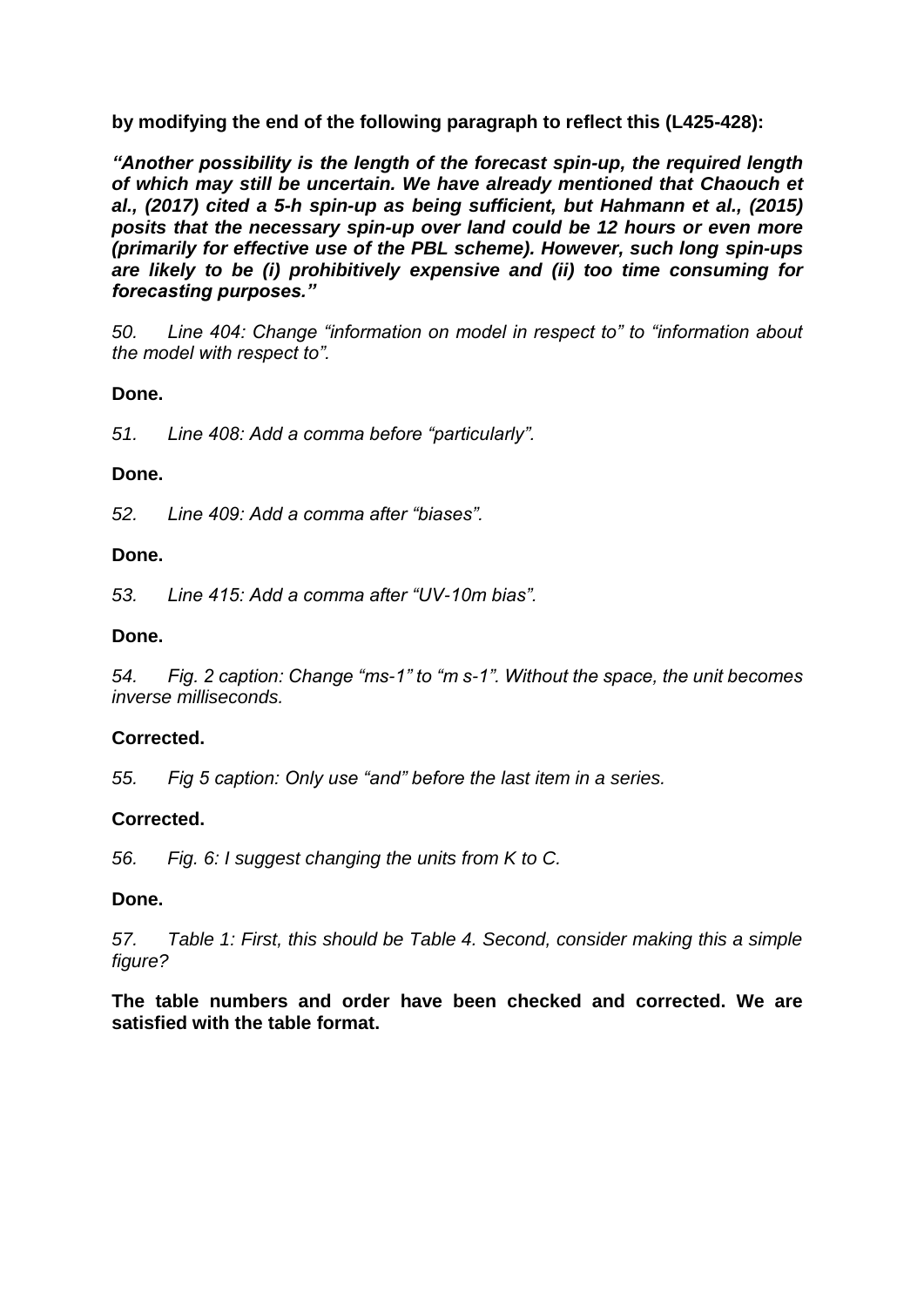**by modifying the end of the following paragraph to reflect this (L425-428):**

***"Another possibility is the length of the forecast spin-up, the required length of which may still be uncertain. We have already mentioned that Chaouch et al., (2017) cited a 5-h spin-up as being sufficient, but Hahmann et al., (2015) posits that the necessary spin-up over land could be 12 hours or even more (primarily for effective use of the PBL scheme). However, such long spin-ups are likely to be (i) prohibitively expensive and (ii) too time consuming for forecasting purposes."***

*50. Line 404: Change "information on model in respect to" to "information about the model with respect to".*

**Done.**

*51. Line 408: Add a comma before "particularly".*

**Done.**

*52. Line 409: Add a comma after "biases".*

**Done.**

*53. Line 415: Add a comma after "UV-10m bias".*

**Done.**

*54. Fig. 2 caption: Change "ms-1" to "m s-1". Without the space, the unit becomes inverse milliseconds.*

**Corrected.**

*55. Fig 5 caption: Only use "and" before the last item in a series.*

**Corrected.**

*56. Fig. 6: I suggest changing the units from K to C.*

**Done.**

*57. Table 1: First, this should be Table 4. Second, consider making this a simple figure?*

**The table numbers and order have been checked and corrected. We are satisfied with the table format.**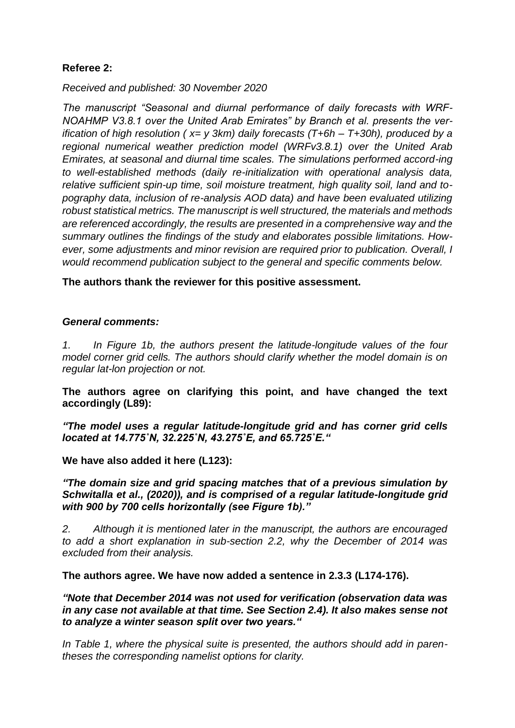**Referee 2:**

*Received and published: 30 November 2020*

*The manuscript “Seasonal and diurnal performance of daily forecasts with WRF-NOAHMP V3.8.1 over the United Arab Emirates” by Branch et al. presents the verification of high resolution ( x= y 3km) daily forecasts (T+6h – T+30h), produced by a regional numerical weather prediction model (WRFv3.8.1) over the United Arab Emirates, at seasonal and diurnal time scales. The simulations performed according to well-established methods (daily re-initialization with operational analysis data, relative sufficient spin-up time, soil moisture treatment, high quality soil, land and topography data, inclusion of re-analysis AOD data) and have been evaluated utilizing robust statistical metrics. The manuscript is well structured, the materials and methods are referenced accordingly, the results are presented in a comprehensive way and the summary outlines the findings of the study and elaborates possible limitations. However, some adjustments and minor revision are required prior to publication. Overall, I would recommend publication subject to the general and specific comments below.*

**The authors thank the reviewer for this positive assessment.**

***General comments:***

*1. In Figure 1b, the authors present the latitude-longitude values of the four model corner grid cells. The authors should clarify whether the model domain is on regular lat-lon projection or not.*

**The authors agree on clarifying this point, and have changed the text accordingly (L89):**

***“The model uses a regular latitude-longitude grid and has corner grid cells located at 14.775˚N, 32.225˚N, 43.275˚E, and 65.725˚E.“***

**We have also added it here (L123):**

***“The domain size and grid spacing matches that of a previous simulation by Schwitalla et al., (2020)), and is comprised of a regular latitude-longitude grid with 900 by 700 cells horizontally (see Figure 1b).”***

*2. Although it is mentioned later in the manuscript, the authors are encouraged to add a short explanation in sub-section 2.2, why the December of 2014 was excluded from their analysis.*

**The authors agree. We have now added a sentence in 2.3.3 (L174-176).**

***“Note that December 2014 was not used for verification (observation data was in any case not available at that time. See Section 2.4). It also makes sense not to analyze a winter season split over two years.“***

*In Table 1, where the physical suite is presented, the authors should add in parentheses the corresponding namelist options for clarity.*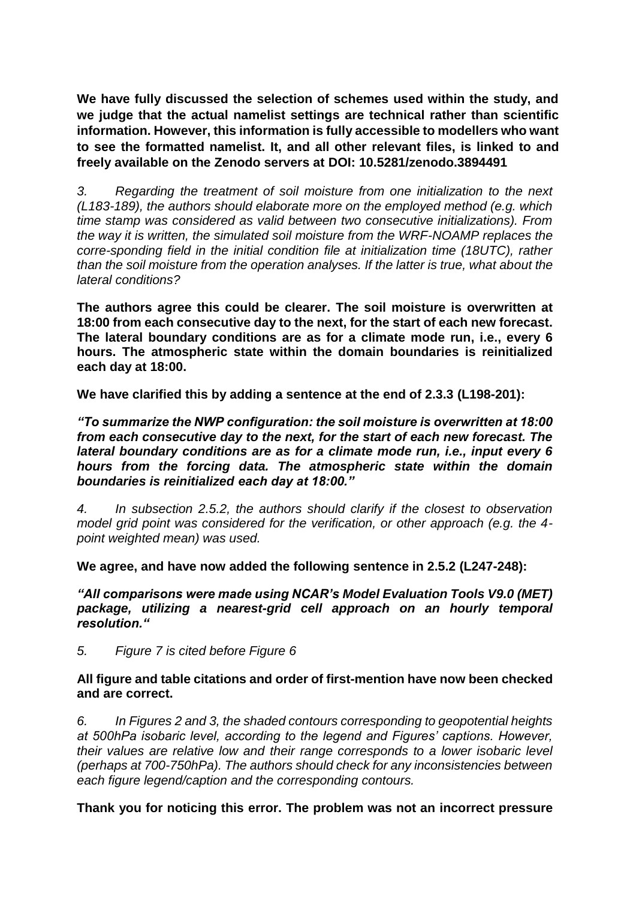**We have fully discussed the selection of schemes used within the study, and we judge that the actual namelist settings are technical rather than scientific information. However, this information is fully accessible to modellers who want to see the formatted namelist. It, and all other relevant files, is linked to and freely available on the Zenodo servers at DOI: 10.5281/zenodo.3894491**

*3. Regarding the treatment of soil moisture from one initialization to the next (L183-189), the authors should elaborate more on the employed method (e.g. which time stamp was considered as valid between two consecutive initializations). From the way it is written, the simulated soil moisture from the WRF-NOAMP replaces the corre-sponding field in the initial condition file at initialization time (18UTC), rather than the soil moisture from the operation analyses. If the latter is true, what about the lateral conditions?*

**The authors agree this could be clearer. The soil moisture is overwritten at 18:00 from each consecutive day to the next, for the start of each new forecast. The lateral boundary conditions are as for a climate mode run, i.e., every 6 hours. The atmospheric state within the domain boundaries is reinitialized each day at 18:00.**

**We have clarified this by adding a sentence at the end of 2.3.3 (L198-201):**

***"To summarize the NWP configuration: the soil moisture is overwritten at 18:00 from each consecutive day to the next, for the start of each new forecast. The lateral boundary conditions are as for a climate mode run, i.e., input every 6 hours from the forcing data. The atmospheric state within the domain boundaries is reinitialized each day at 18:00."***

*4. In subsection 2.5.2, the authors should clarify if the closest to observation model grid point was considered for the verification, or other approach (e.g. the 4-point weighted mean) was used.*

**We agree, and have now added the following sentence in 2.5.2 (L247-248):**

***"All comparisons were made using NCAR's Model Evaluation Tools V9.0 (MET) package, utilizing a nearest-grid cell approach on an hourly temporal resolution."***

*5. Figure 7 is cited before Figure 6*

**All figure and table citations and order of first-mention have now been checked and are correct.**

*6. In Figures 2 and 3, the shaded contours corresponding to geopotential heights at 500hPa isobaric level, according to the legend and Figures' captions. However, their values are relative low and their range corresponds to a lower isobaric level (perhaps at 700-750hPa). The authors should check for any inconsistencies between each figure legend/caption and the corresponding contours.*

**Thank you for noticing this error. The problem was not an incorrect pressure**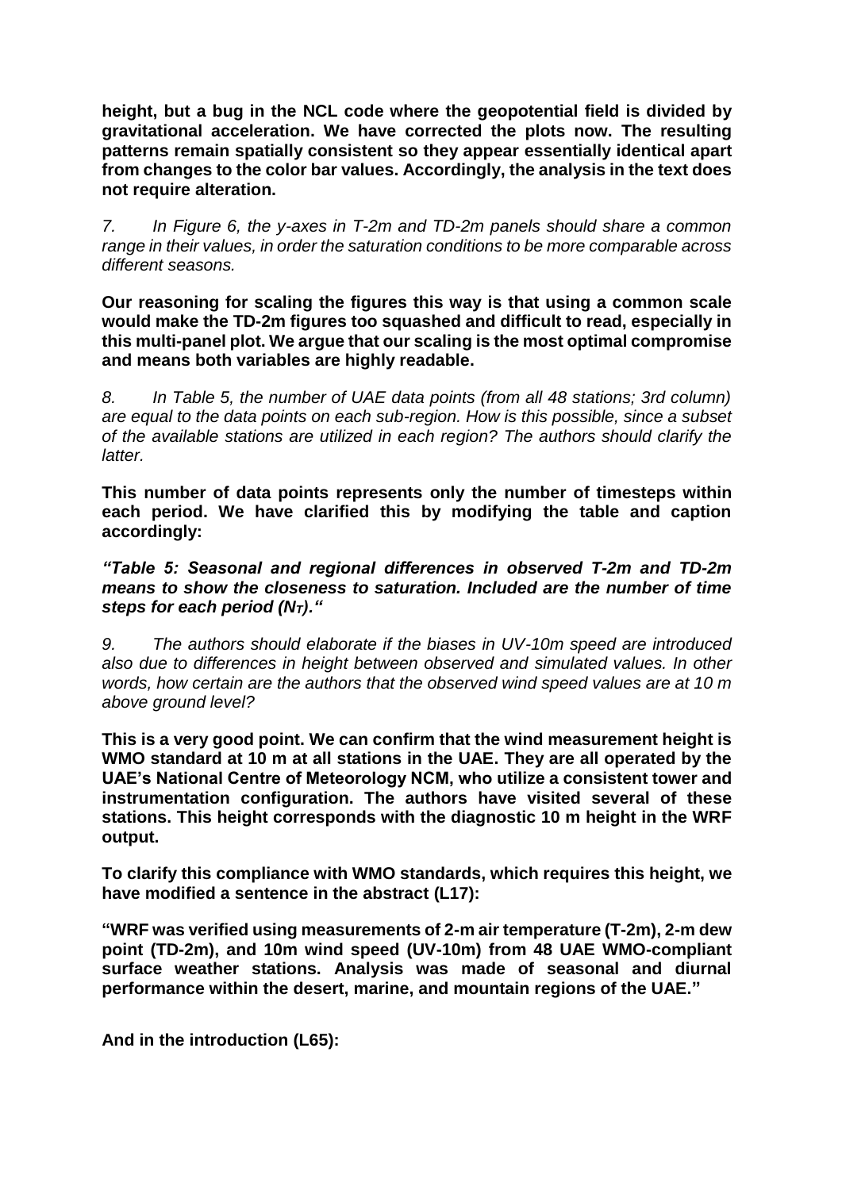**height, but a bug in the NCL code where the geopotential field is divided by gravitational acceleration. We have corrected the plots now. The resulting patterns remain spatially consistent so they appear essentially identical apart from changes to the color bar values. Accordingly, the analysis in the text does not require alteration.**

*7. In Figure 6, the y-axes in T-2m and TD-2m panels should share a common range in their values, in order the saturation conditions to be more comparable across different seasons.*

**Our reasoning for scaling the figures this way is that using a common scale would make the TD-2m figures too squashed and difficult to read, especially in this multi-panel plot. We argue that our scaling is the most optimal compromise and means both variables are highly readable.**

*8. In Table 5, the number of UAE data points (from all 48 stations; 3rd column) are equal to the data points on each sub-region. How is this possible, since a subset of the available stations are utilized in each region? The authors should clarify the latter.*

**This number of data points represents only the number of timesteps within each period. We have clarified this by modifying the table and caption accordingly:**

***"Table 5: Seasonal and regional differences in observed T-2m and TD-2m means to show the closeness to saturation. Included are the number of time steps for each period ($N_T$)."***

*9. The authors should elaborate if the biases in UV-10m speed are introduced also due to differences in height between observed and simulated values. In other words, how certain are the authors that the observed wind speed values are at 10 m above ground level?*

**This is a very good point. We can confirm that the wind measurement height is WMO standard at 10 m at all stations in the UAE. They are all operated by the UAE's National Centre of Meteorology NCM, who utilize a consistent tower and instrumentation configuration. The authors have visited several of these stations. This height corresponds with the diagnostic 10 m height in the WRF output.**

**To clarify this compliance with WMO standards, which requires this height, we have modified a sentence in the abstract (L17):**

**"WRF was verified using measurements of 2-m air temperature (T-2m), 2-m dew point (TD-2m), and 10m wind speed (UV-10m) from 48 UAE WMO-compliant surface weather stations. Analysis was made of seasonal and diurnal performance within the desert, marine, and mountain regions of the UAE."**

**And in the introduction (L65):**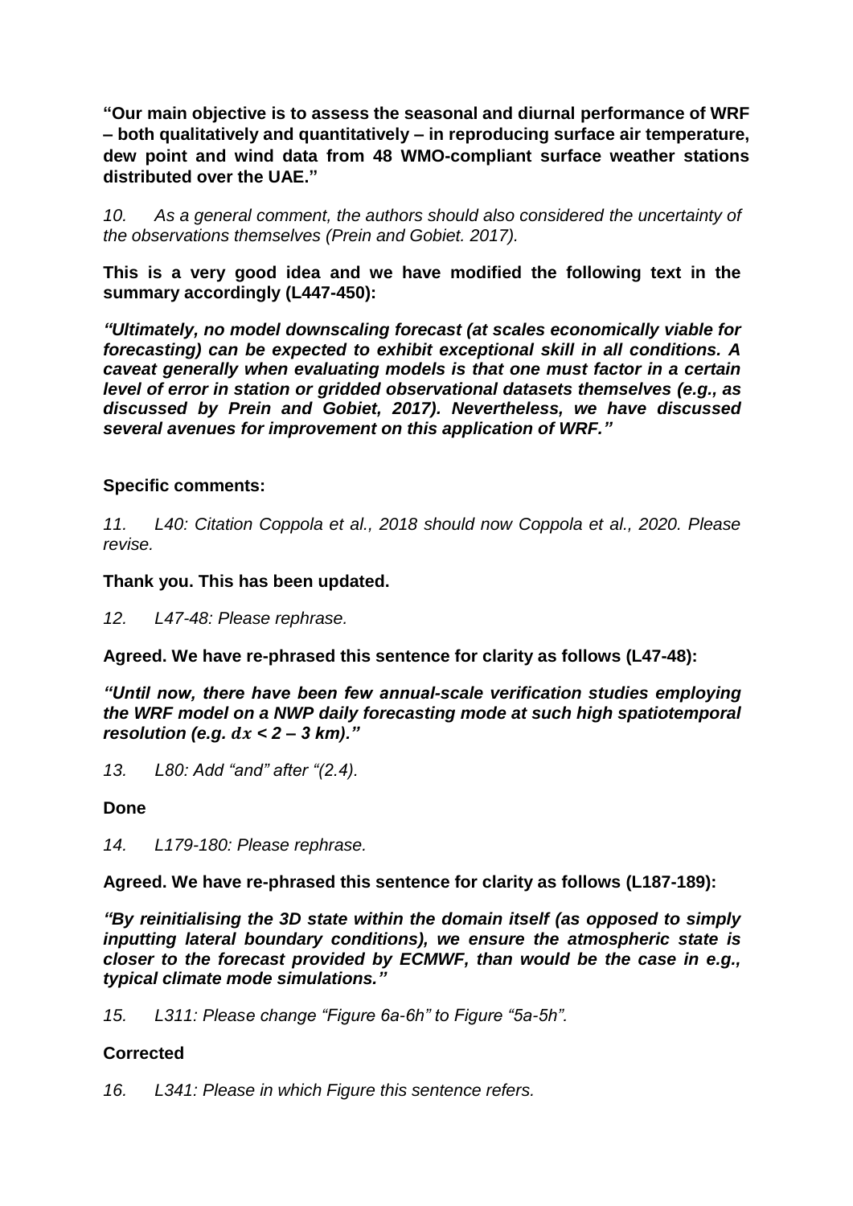**"Our main objective is to assess the seasonal and diurnal performance of WRF – both qualitatively and quantitatively – in reproducing surface air temperature, dew point and wind data from 48 WMO-compliant surface weather stations distributed over the UAE."**

*10. As a general comment, the authors should also considered the uncertainty of the observations themselves (Prein and Gobiet. 2017).*

**This is a very good idea and we have modified the following text in the summary accordingly (L447-450):**

***"Ultimately, no model downscaling forecast (at scales economically viable for forecasting) can be expected to exhibit exceptional skill in all conditions. A caveat generally when evaluating models is that one must factor in a certain level of error in station or gridded observational datasets themselves (e.g., as discussed by Prein and Gobiet, 2017). Nevertheless, we have discussed several avenues for improvement on this application of WRF."***

**Specific comments:**

*11. L40: Citation Coppola et al., 2018 should now Coppola et al., 2020. Please revise.*

**Thank you. This has been updated.**

*12. L47-48: Please rephrase.*

**Agreed. We have re-phrased this sentence for clarity as follows (L47-48):**

***"Until now, there have been few annual-scale verification studies employing the WRF model on a NWP daily forecasting mode at such high spatiotemporal resolution (e.g. $dx$ < 2 – 3 km)."***

*13. L80: Add "and" after "(2.4).*

**Done**

*14. L179-180: Please rephrase.*

**Agreed. We have re-phrased this sentence for clarity as follows (L187-189):**

***"By reinitialising the 3D state within the domain itself (as opposed to simply inputting lateral boundary conditions), we ensure the atmospheric state is closer to the forecast provided by ECMWF, than would be the case in e.g., typical climate mode simulations."***

*15. L311: Please change "Figure 6a-6h" to Figure "5a-5h".*

**Corrected**

*16. L341: Please in which Figure this sentence refers.*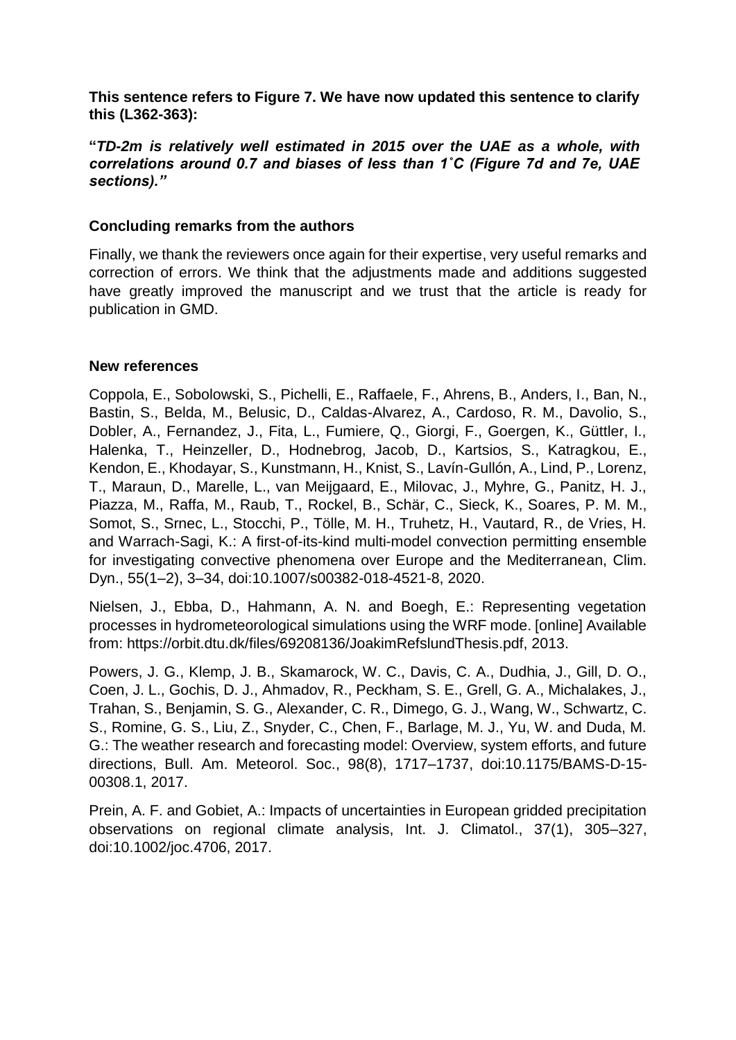**This sentence refers to Figure 7. We have now updated this sentence to clarify this (L362-363):**

**"*TD-2m is relatively well estimated in 2015 over the UAE as a whole, with correlations around 0.7 and biases of less than 1˚C (Figure 7d and 7e, UAE sections).*"**

## Concluding remarks from the authors

Finally, we thank the reviewers once again for their expertise, very useful remarks and correction of errors. We think that the adjustments made and additions suggested have greatly improved the manuscript and we trust that the article is ready for publication in GMD.

## New references

Coppola, E., Sobolowski, S., Pichelli, E., Raffaele, F., Ahrens, B., Anders, I., Ban, N., Bastin, S., Belda, M., Belusic, D., Caldas-Alvarez, A., Cardoso, R. M., Davolio, S., Dobler, A., Fernandez, J., Fita, L., Fumiere, Q., Giorgi, F., Goergen, K., Güttler, I., Halenka, T., Heinzeller, D., Hodnebrog, Jacob, D., Kartsios, S., Katragkou, E., Kendon, E., Khodayar, S., Kunstmann, H., Knist, S., Lavín-Gullón, A., Lind, P., Lorenz, T., Maraun, D., Marelle, L., van Meijgaard, E., Milovac, J., Myhre, G., Panitz, H. J., Piazza, M., Raffa, M., Raub, T., Rockel, B., Schär, C., Sieck, K., Soares, P. M. M., Somot, S., Srnec, L., Stocchi, P., Tölle, M. H., Truhetz, H., Vautard, R., de Vries, H. and Warrach-Sagi, K.: A first-of-its-kind multi-model convection permitting ensemble for investigating convective phenomena over Europe and the Mediterranean, Clim. Dyn., 55(1–2), 3–34, doi:10.1007/s00382-018-4521-8, 2020.

Nielsen, J., Ebba, D., Hahmann, A. N. and Boegh, E.: Representing vegetation processes in hydrometeorological simulations using the WRF mode. [online] Available from: https://orbit.dtu.dk/files/69208136/JoakimRefslundThesis.pdf, 2013.

Powers, J. G., Klemp, J. B., Skamarock, W. C., Davis, C. A., Dudhia, J., Gill, D. O., Coen, J. L., Gochis, D. J., Ahmadov, R., Peckham, S. E., Grell, G. A., Michalakes, J., Trahan, S., Benjamin, S. G., Alexander, C. R., Dimego, G. J., Wang, W., Schwartz, C. S., Romine, G. S., Liu, Z., Snyder, C., Chen, F., Barlage, M. J., Yu, W. and Duda, M. G.: The weather research and forecasting model: Overview, system efforts, and future directions, Bull. Am. Meteorol. Soc., 98(8), 1717–1737, doi:10.1175/BAMS-D-15-00308.1, 2017.

Prein, A. F. and Gobiet, A.: Impacts of uncertainties in European gridded precipitation observations on regional climate analysis, Int. J. Climatol., 37(1), 305–327, doi:10.1002/joc.4706, 2017.